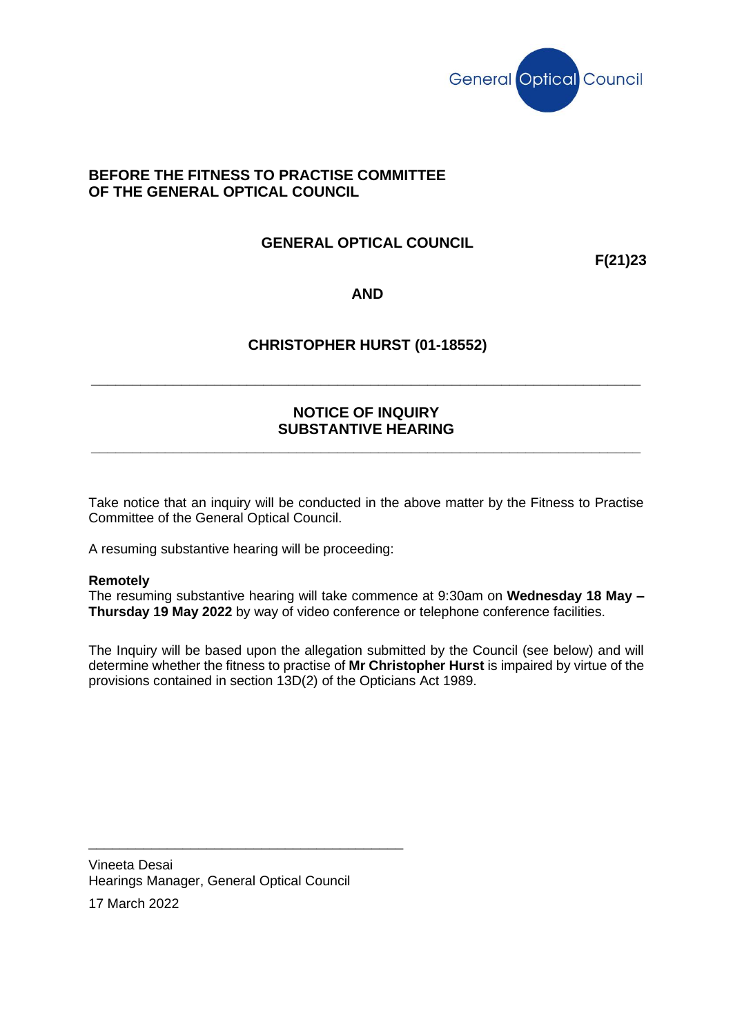General Optical Council

**BEFORE THE FITNESS TO PRACTISE COMMITTEE**
**OF THE GENERAL OPTICAL COUNCIL**

**GENERAL OPTICAL COUNCIL**

**F(21)23**

**AND**

**CHRISTOPHER HURST (01-18552)**

---

## NOTICE OF INQUIRY
## SUBSTANTIVE HEARING

---

Take notice that an inquiry will be conducted in the above matter by the Fitness to Practise Committee of the General Optical Council.

A resuming substantive hearing will be proceeding:

**Remotely**
The resuming substantive hearing will take commence at 9:30am on **Wednesday 18 May – Thursday 19 May 2022** by way of video conference or telephone conference facilities.

The Inquiry will be based upon the allegation submitted by the Council (see below) and will determine whether the fitness to practise of **Mr Christopher Hurst** is impaired by virtue of the provisions contained in section 13D(2) of the Opticians Act 1989.

\_\_\_\_\_\_\_\_\_\_\_\_\_\_\_\_\_\_\_\_\_\_\_\_\_\_\_\_\_\_\_\_\_\_\_\_\_\_\_\_

Vineeta Desai
Hearings Manager, General Optical Council

17 March 2022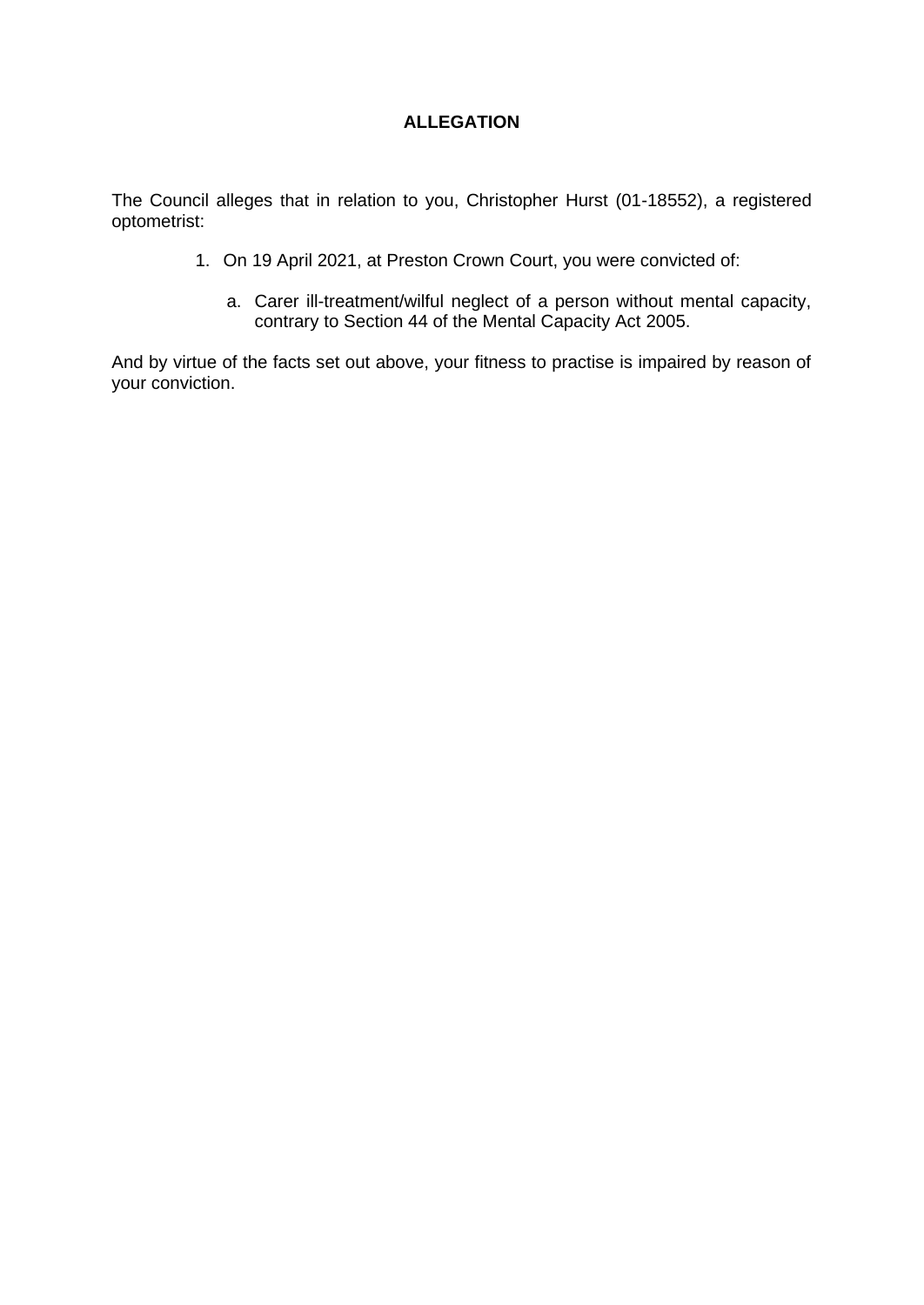# ALLEGATION

The Council alleges that in relation to you, Christopher Hurst (01-18552), a registered optometrist:

1. On 19 April 2021, at Preston Crown Court, you were convicted of:

    a. Carer ill-treatment/wilful neglect of a person without mental capacity, contrary to Section 44 of the Mental Capacity Act 2005.

And by virtue of the facts set out above, your fitness to practise is impaired by reason of your conviction.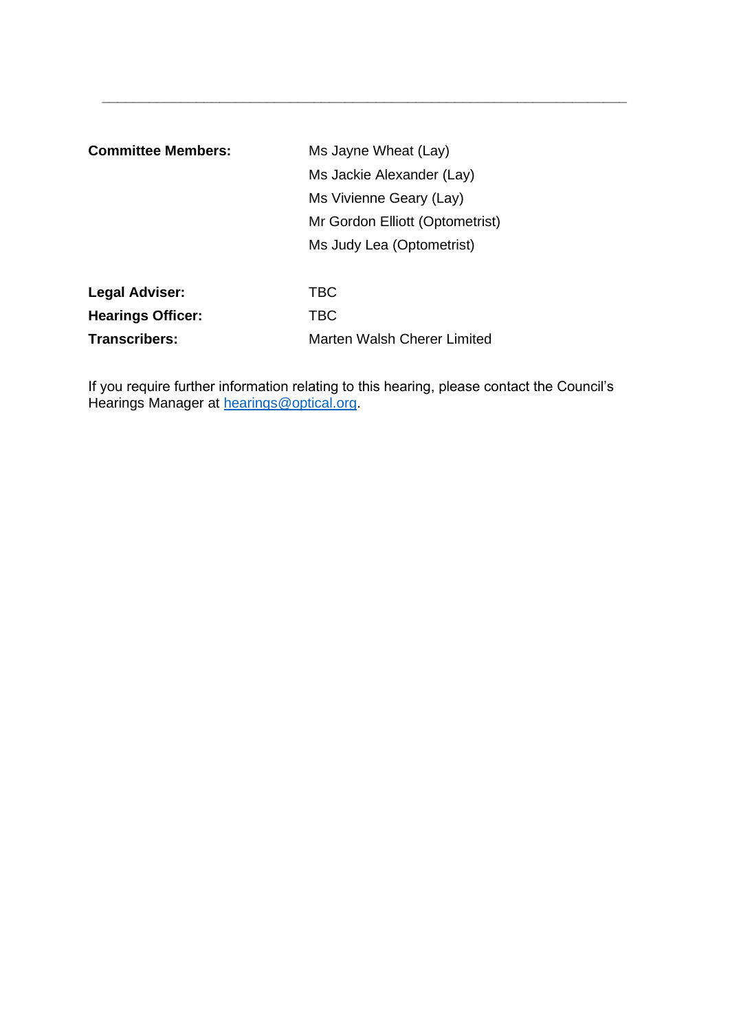---

| | |
|---|---|
| **Committee Members:** | Ms Jayne Wheat (Lay) |
| | Ms Jackie Alexander (Lay) |
| | Ms Vivienne Geary (Lay) |
| | Mr Gordon Elliott (Optometrist) |
| | Ms Judy Lea (Optometrist) |
| **Legal Adviser:** | TBC |
| **Hearings Officer:** | TBC |
| **Transcribers:** | Marten Walsh Cherer Limited |

If you require further information relating to this hearing, please contact the Council's Hearings Manager at hearings@optical.org.